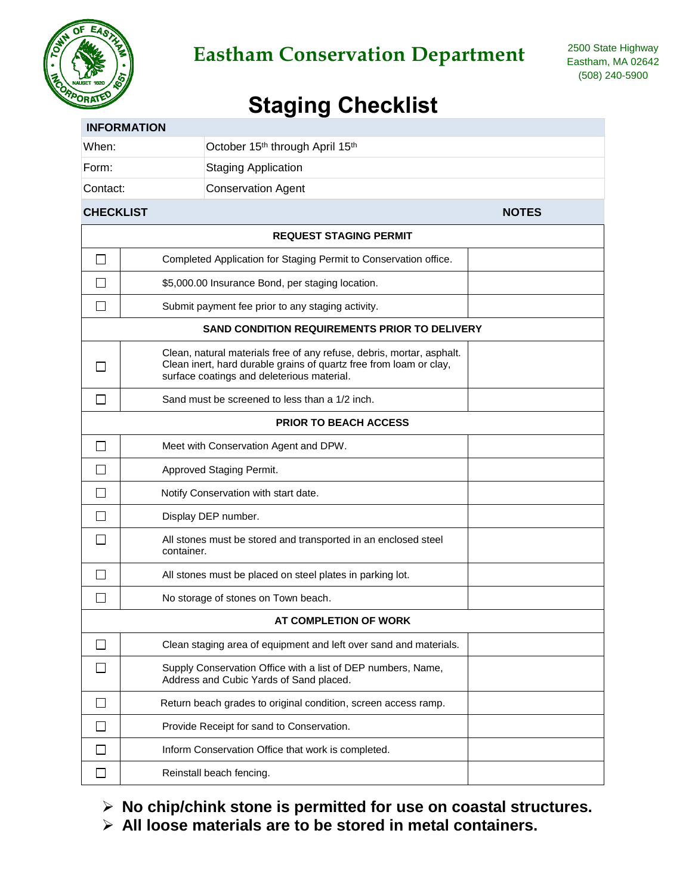# Eastham Conservation Department

2500 State Highway
Eastham, MA 02642
(508) 240-5900

## Staging Checklist

| INFORMATION | |
|---|---|
| When: | October 15th through April 15th |
| Form: | Staging Application |
| Contact: | Conservation Agent |

| CHECKLIST | | NOTES |
|---|---|---|
| **REQUEST STAGING PERMIT** | | |
| ☐ | Completed Application for Staging Permit to Conservation office. | |
| ☐ | $5,000.00 Insurance Bond, per staging location. | |
| ☐ | Submit payment fee prior to any staging activity. | |
| **SAND CONDITION REQUIREMENTS PRIOR TO DELIVERY** | | |
| ☐ | Clean, natural materials free of any refuse, debris, mortar, asphalt. Clean inert, hard durable grains of quartz free from loam or clay, surface coatings and deleterious material. | |
| ☐ | Sand must be screened to less than a 1/2 inch. | |
| **PRIOR TO BEACH ACCESS** | | |
| ☐ | Meet with Conservation Agent and DPW. | |
| ☐ | Approved Staging Permit. | |
| ☐ | Notify Conservation with start date. | |
| ☐ | Display DEP number. | |
| ☐ | All stones must be stored and transported in an enclosed steel container. | |
| ☐ | All stones must be placed on steel plates in parking lot. | |
| ☐ | No storage of stones on Town beach. | |
| **AT COMPLETION OF WORK** | | |
| ☐ | Clean staging area of equipment and left over sand and materials. | |
| ☐ | Supply Conservation Office with a list of DEP numbers, Name, Address and Cubic Yards of Sand placed. | |
| ☐ | Return beach grades to original condition, screen access ramp. | |
| ☐ | Provide Receipt for sand to Conservation. | |
| ☐ | Inform Conservation Office that work is completed. | |
| ☐ | Reinstall beach fencing. | |

- **No chip/chink stone is permitted for use on coastal structures.**
- **All loose materials are to be stored in metal containers.**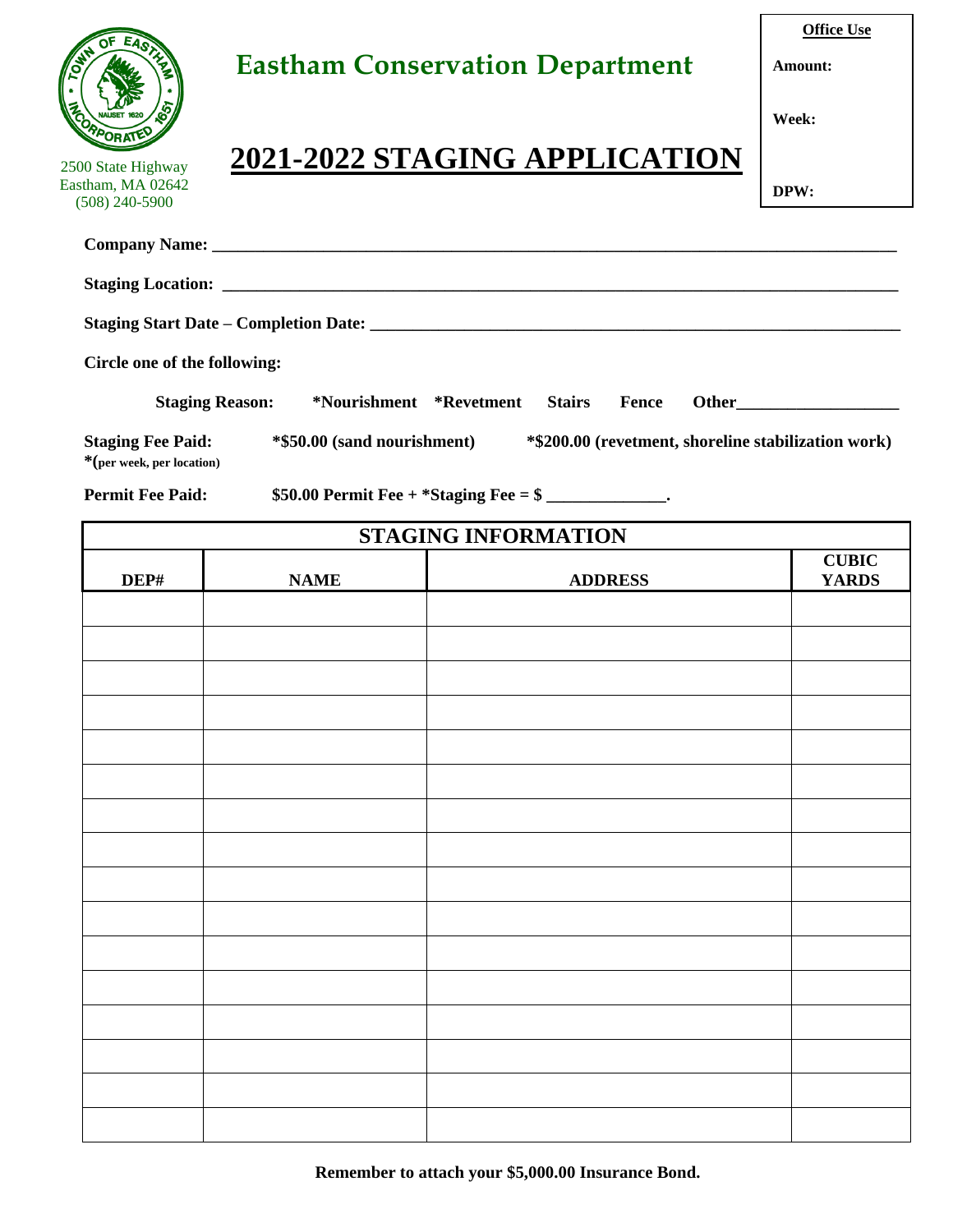2500 State Highway
Eastham, MA 02642
(508) 240-5900

# Eastham Conservation Department

# 2021-2022 STAGING APPLICATION

| Office Use |
| --- |
| **Amount:** |
| **Week:** |
| **DPW:** |

**Company Name:** ______________________________________________________________________________

**Staging Location:** ______________________________________________________________________________

**Staging Start Date – Completion Date:** ______________________________________________________________

**Circle one of the following:**

**Staging Reason:** **\*Nourishment** **\*Revetment** **Stairs** **Fence** **Other**__________________

**Staging Fee Paid:** **\*$50.00 (sand nourishment)** **\*$200.00 (revetment, shoreline stabilization work)**
**\*(per week, per location)**

**Permit Fee Paid:** **$50.00 Permit Fee + \*Staging Fee = $ _____________.**

| STAGING INFORMATION | | | |
| --- | --- | --- | --- |
| **DEP#** | **NAME** | **ADDRESS** | **CUBIC YARDS** |
| | | | |
| | | | |
| | | | |
| | | | |
| | | | |
| | | | |
| | | | |
| | | | |
| | | | |
| | | | |
| | | | |
| | | | |
| | | | |
| | | | |
| | | | |
| | | | |

**Remember to attach your $5,000.00 Insurance Bond.**